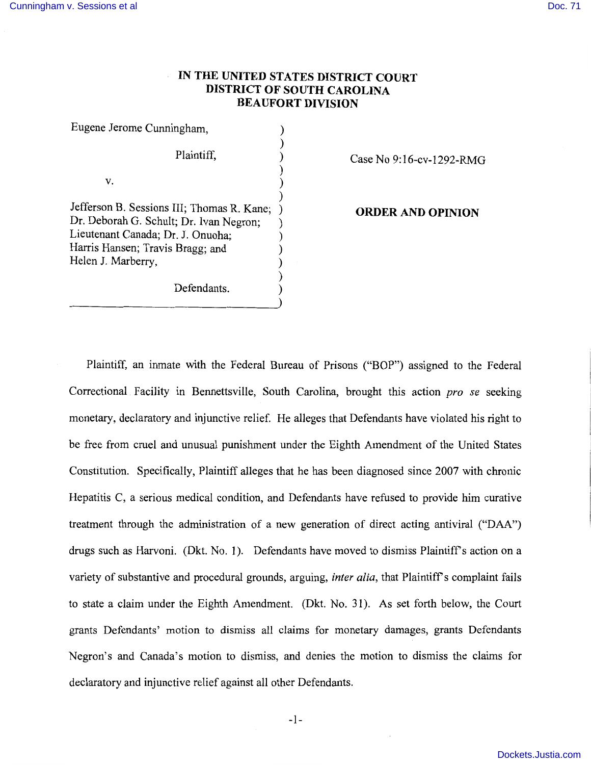**IN THE UNITED STATES DISTRICT COURT**
**DISTRICT OF SOUTH CAROLINA**
**BEAUFORT DIVISION**

Eugene Jerome Cunningham,

Plaintiff,

v.

Jefferson B. Sessions III; Thomas R. Kane; Dr. Deborah G. Schult; Dr. Ivan Negron; Lieutenant Canada; Dr. J. Onuoha; Harris Hansen; Travis Bragg; and Helen J. Marberry,

Defendants.

Case No 9:16-cv-1292-RMG

**ORDER AND OPINION**

Plaintiff, an inmate with the Federal Bureau of Prisons ("BOP") assigned to the Federal Correctional Facility in Bennettsville, South Carolina, brought this action *pro se* seeking monetary, declaratory and injunctive relief. He alleges that Defendants have violated his right to be free from cruel and unusual punishment under the Eighth Amendment of the United States Constitution. Specifically, Plaintiff alleges that he has been diagnosed since 2007 with chronic Hepatitis C, a serious medical condition, and Defendants have refused to provide him curative treatment through the administration of a new generation of direct acting antiviral ("DAA") drugs such as Harvoni. (Dkt. No. 1). Defendants have moved to dismiss Plaintiff's action on a variety of substantive and procedural grounds, arguing, *inter alia*, that Plaintiff's complaint fails to state a claim under the Eighth Amendment. (Dkt. No. 31). As set forth below, the Court grants Defendants' motion to dismiss all claims for monetary damages, grants Defendants Negron's and Canada's motion to dismiss, and denies the motion to dismiss the claims for declaratory and injunctive relief against all other Defendants.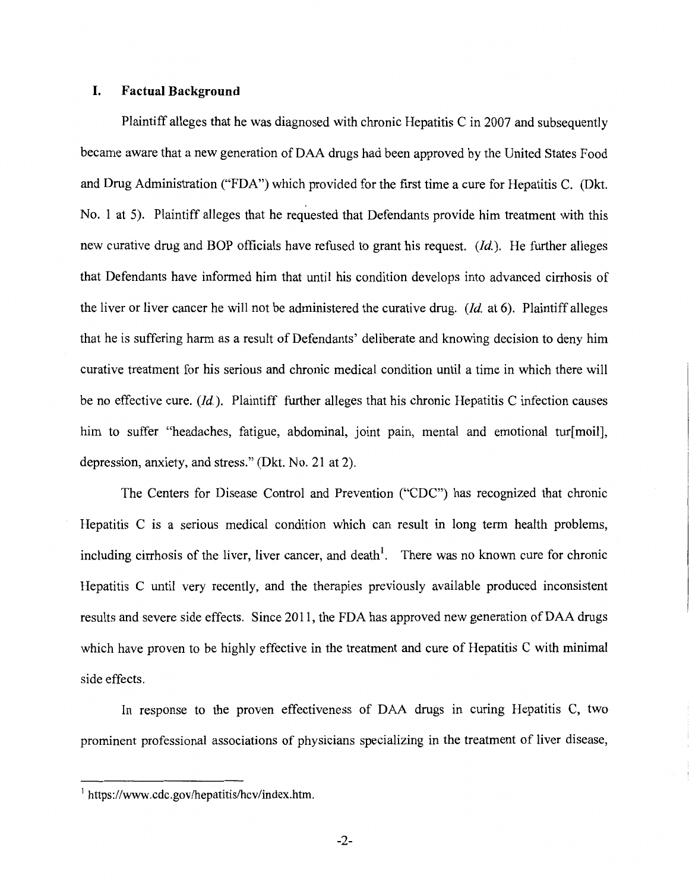## I. Factual Background

Plaintiff alleges that he was diagnosed with chronic Hepatitis C in 2007 and subsequently became aware that a new generation of DAA drugs had been approved by the United States Food and Drug Administration ("FDA") which provided for the first time a cure for Hepatitis C. (Dkt. No. 1 at 5). Plaintiff alleges that he requested that Defendants provide him treatment with this new curative drug and BOP officials have refused to grant his request. (*Id.*). He further alleges that Defendants have informed him that until his condition develops into advanced cirrhosis of the liver or liver cancer he will not be administered the curative drug. (*Id.* at 6). Plaintiff alleges that he is suffering harm as a result of Defendants' deliberate and knowing decision to deny him curative treatment for his serious and chronic medical condition until a time in which there will be no effective cure. (*Id.*). Plaintiff further alleges that his chronic Hepatitis C infection causes him to suffer "headaches, fatigue, abdominal, joint pain, mental and emotional tur[moil], depression, anxiety, and stress." (Dkt. No. 21 at 2).

The Centers for Disease Control and Prevention ("CDC") has recognized that chronic Hepatitis C is a serious medical condition which can result in long term health problems, including cirrhosis of the liver, liver cancer, and death[1]. There was no known cure for chronic Hepatitis C until very recently, and the therapies previously available produced inconsistent results and severe side effects. Since 2011, the FDA has approved new generation of DAA drugs which have proven to be highly effective in the treatment and cure of Hepatitis C with minimal side effects.

In response to the proven effectiveness of DAA drugs in curing Hepatitis C, two prominent professional associations of physicians specializing in the treatment of liver disease,

[1] https://www.cdc.gov/hepatitis/hcv/index.htm.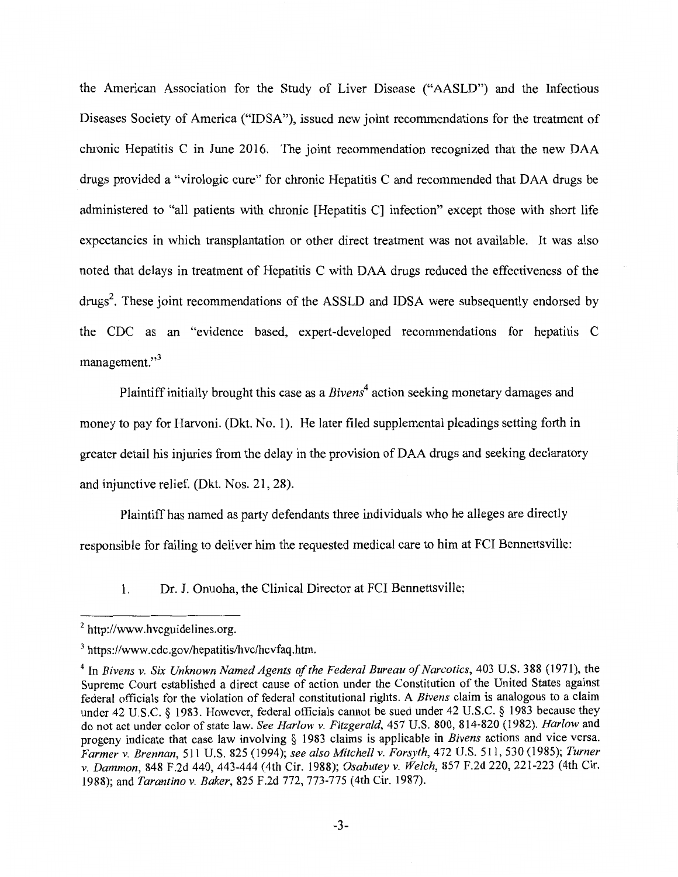the American Association for the Study of Liver Disease ("AASLD") and the Infectious Diseases Society of America ("IDSA"), issued new joint recommendations for the treatment of chronic Hepatitis C in June 2016. The joint recommendation recognized that the new DAA drugs provided a "virologic cure" for chronic Hepatitis C and recommended that DAA drugs be administered to "all patients with chronic [Hepatitis C] infection" except those with short life expectancies in which transplantation or other direct treatment was not available. It was also noted that delays in treatment of Hepatitis C with DAA drugs reduced the effectiveness of the drugs[2]. These joint recommendations of the ASSLD and IDSA were subsequently endorsed by the CDC as an "evidence based, expert-developed recommendations for hepatitis C management."[3]

Plaintiff initially brought this case as a *Bivens*[4] action seeking monetary damages and money to pay for Harvoni. (Dkt. No. 1). He later filed supplemental pleadings setting forth in greater detail his injuries from the delay in the provision of DAA drugs and seeking declaratory and injunctive relief. (Dkt. Nos. 21, 28).

Plaintiff has named as party defendants three individuals who he alleges are directly responsible for failing to deliver him the requested medical care to him at FCI Bennettsville:

1. Dr. J. Onuoha, the Clinical Director at FCI Bennettsville;

---

[2] http://www.hvcguidelines.org.

[3] https://www.cdc.gov/hepatitis/hvc/hcvfaq.htm.

[4] In *Bivens v. Six Unknown Named Agents of the Federal Bureau of Narcotics*, 403 U.S. 388 (1971), the Supreme Court established a direct cause of action under the Constitution of the United States against federal officials for the violation of federal constitutional rights. A *Bivens* claim is analogous to a claim under 42 U.S.C. § 1983. However, federal officials cannot be sued under 42 U.S.C. § 1983 because they do not act under color of state law. *See Harlow v. Fitzgerald*, 457 U.S. 800, 814-820 (1982). *Harlow* and progeny indicate that case law involving § 1983 claims is applicable in *Bivens* actions and vice versa. *Farmer v. Brennan*, 511 U.S. 825 (1994); *see also Mitchell v. Forsyth*, 472 U.S. 511, 530 (1985); *Turner v. Dammon*, 848 F.2d 440, 443-444 (4th Cir. 1988); *Osabutey v. Welch*, 857 F.2d 220, 221-223 (4th Cir. 1988); and *Tarantino v. Baker*, 825 F.2d 772, 773-775 (4th Cir. 1987).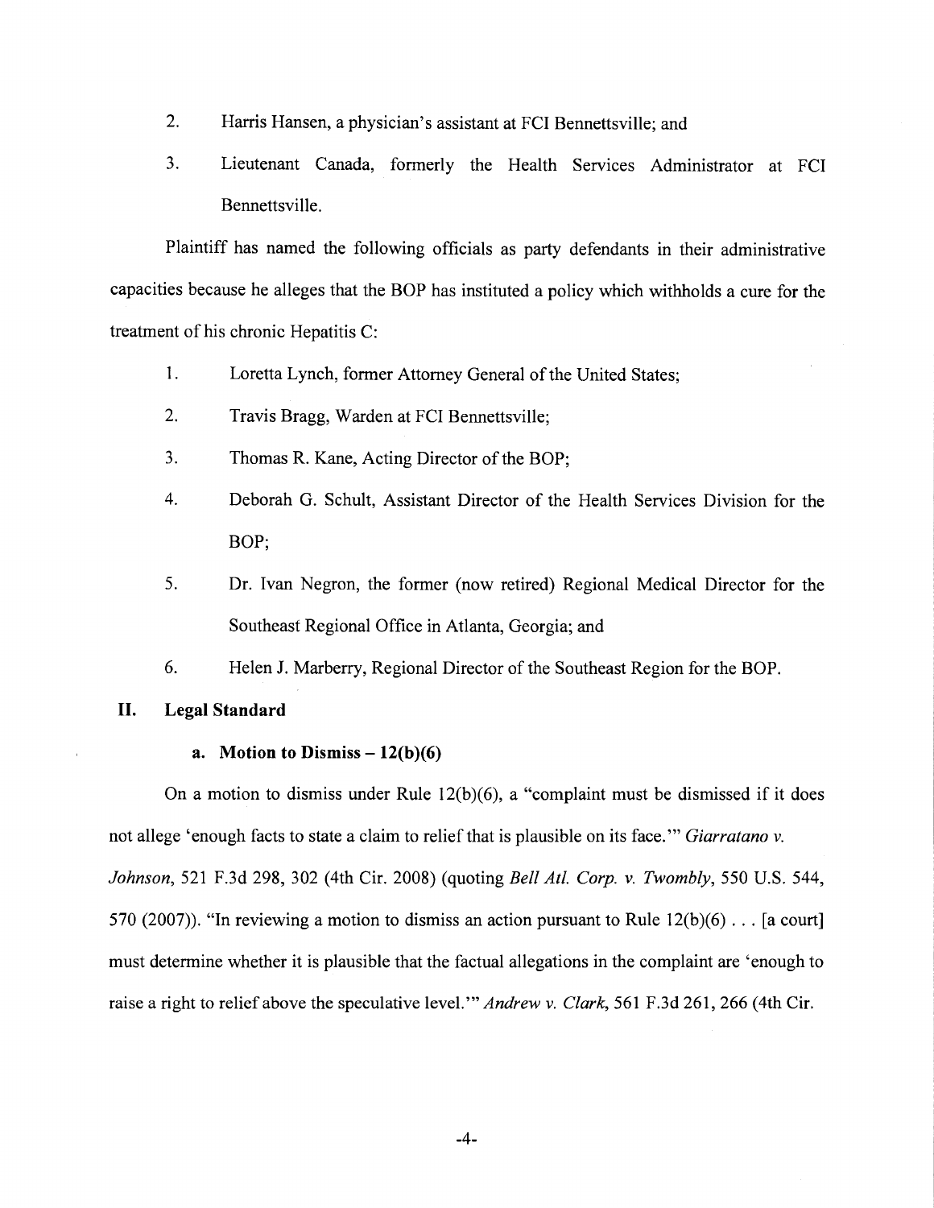2. Harris Hansen, a physician's assistant at FCI Bennettsville; and

3. Lieutenant Canada, formerly the Health Services Administrator at FCI Bennettsville.

Plaintiff has named the following officials as party defendants in their administrative capacities because he alleges that the BOP has instituted a policy which withholds a cure for the treatment of his chronic Hepatitis C:

1. Loretta Lynch, former Attorney General of the United States;

2. Travis Bragg, Warden at FCI Bennettsville;

3. Thomas R. Kane, Acting Director of the BOP;

4. Deborah G. Schult, Assistant Director of the Health Services Division for the BOP;

5. Dr. Ivan Negron, the former (now retired) Regional Medical Director for the Southeast Regional Office in Atlanta, Georgia; and

6. Helen J. Marberry, Regional Director of the Southeast Region for the BOP.

## II. Legal Standard

### a. Motion to Dismiss – 12(b)(6)

On a motion to dismiss under Rule 12(b)(6), a "complaint must be dismissed if it does not allege 'enough facts to state a claim to relief that is plausible on its face.'" *Giarratano v. Johnson*, 521 F.3d 298, 302 (4th Cir. 2008) (quoting *Bell Atl. Corp. v. Twombly*, 550 U.S. 544, 570 (2007)). "In reviewing a motion to dismiss an action pursuant to Rule 12(b)(6) . . . [a court] must determine whether it is plausible that the factual allegations in the complaint are 'enough to raise a right to relief above the speculative level.'" *Andrew v. Clark*, 561 F.3d 261, 266 (4th Cir.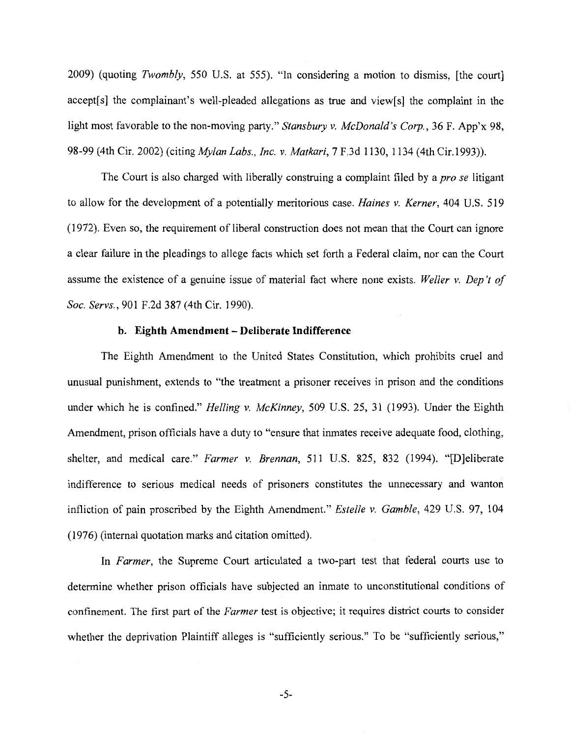2009) (quoting *Twombly*, 550 U.S. at 555). "In considering a motion to dismiss, [the court] accept[s] the complainant's well-pleaded allegations as true and view[s] the complaint in the light most favorable to the non-moving party." *Stansbury v. McDonald's Corp.*, 36 F. App'x 98, 98-99 (4th Cir. 2002) (citing *Mylan Labs., Inc. v. Matkari*, 7 F.3d 1130, 1134 (4th Cir.1993)).

The Court is also charged with liberally construing a complaint filed by a *pro se* litigant to allow for the development of a potentially meritorious case. *Haines v. Kerner*, 404 U.S. 519 (1972). Even so, the requirement of liberal construction does not mean that the Court can ignore a clear failure in the pleadings to allege facts which set forth a Federal claim, nor can the Court assume the existence of a genuine issue of material fact where none exists. *Weller v. Dep't of Soc. Servs.*, 901 F.2d 387 (4th Cir. 1990).

**b. Eighth Amendment – Deliberate Indifference**

The Eighth Amendment to the United States Constitution, which prohibits cruel and unusual punishment, extends to "the treatment a prisoner receives in prison and the conditions under which he is confined." *Helling v. McKinney*, 509 U.S. 25, 31 (1993). Under the Eighth Amendment, prison officials have a duty to "ensure that inmates receive adequate food, clothing, shelter, and medical care." *Farmer v. Brennan*, 511 U.S. 825, 832 (1994). "[D]eliberate indifference to serious medical needs of prisoners constitutes the unnecessary and wanton infliction of pain proscribed by the Eighth Amendment." *Estelle v. Gamble*, 429 U.S. 97, 104 (1976) (internal quotation marks and citation omitted).

In *Farmer*, the Supreme Court articulated a two-part test that federal courts use to determine whether prison officials have subjected an inmate to unconstitutional conditions of confinement. The first part of the *Farmer* test is objective; it requires district courts to consider whether the deprivation Plaintiff alleges is "sufficiently serious." To be "sufficiently serious,"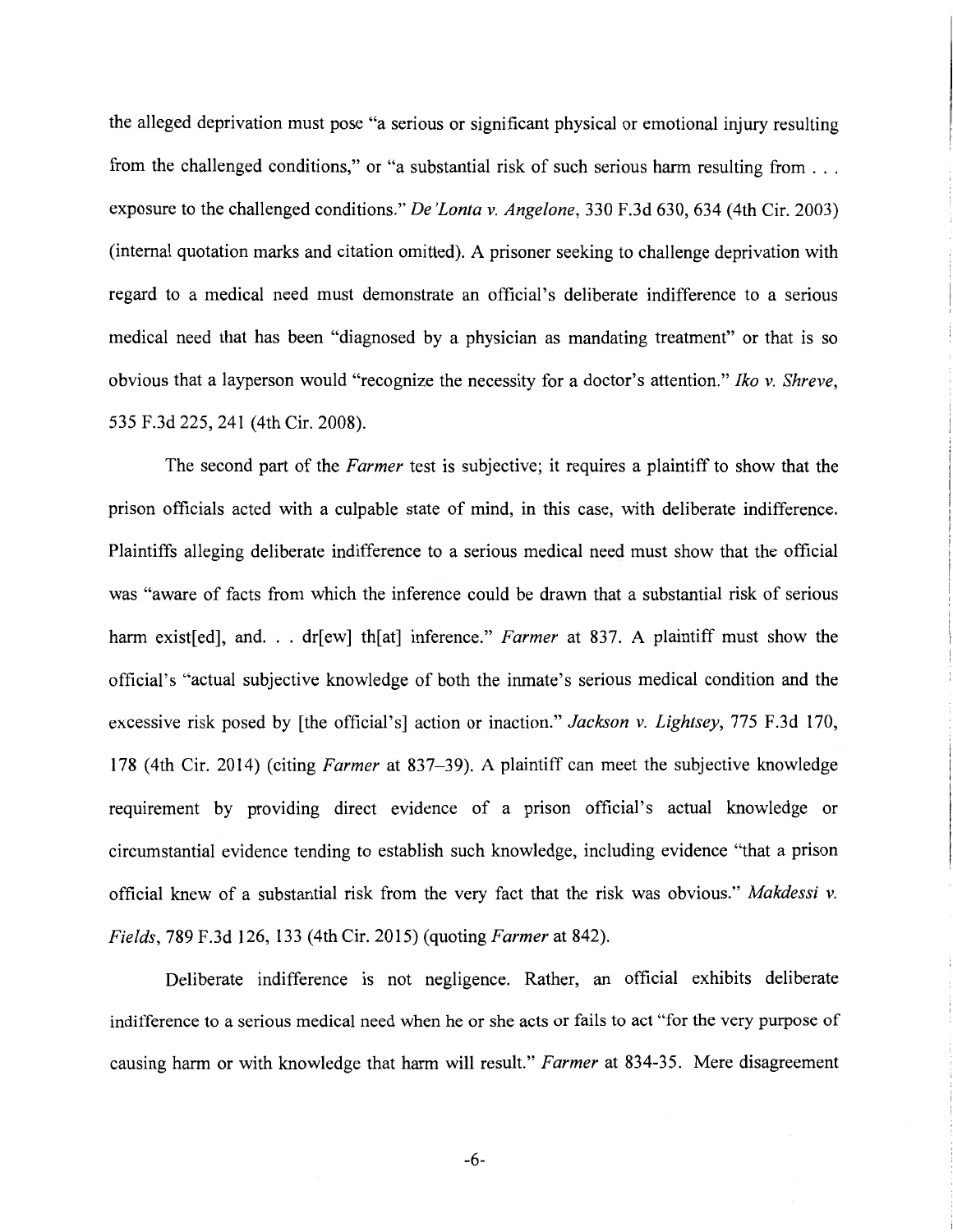the alleged deprivation must pose "a serious or significant physical or emotional injury resulting from the challenged conditions," or "a substantial risk of such serious harm resulting from . . . exposure to the challenged conditions." *De'Lonta v. Angelone*, 330 F.3d 630, 634 (4th Cir. 2003) (internal quotation marks and citation omitted). A prisoner seeking to challenge deprivation with regard to a medical need must demonstrate an official's deliberate indifference to a serious medical need that has been "diagnosed by a physician as mandating treatment" or that is so obvious that a layperson would "recognize the necessity for a doctor's attention." *Iko v. Shreve*, 535 F.3d 225, 241 (4th Cir. 2008).

The second part of the *Farmer* test is subjective; it requires a plaintiff to show that the prison officials acted with a culpable state of mind, in this case, with deliberate indifference. Plaintiffs alleging deliberate indifference to a serious medical need must show that the official was "aware of facts from which the inference could be drawn that a substantial risk of serious harm exist[ed], and. . . dr[ew] th[at] inference." *Farmer* at 837. A plaintiff must show the official's "actual subjective knowledge of both the inmate's serious medical condition and the excessive risk posed by [the official's] action or inaction." *Jackson v. Lightsey*, 775 F.3d 170, 178 (4th Cir. 2014) (citing *Farmer* at 837–39). A plaintiff can meet the subjective knowledge requirement by providing direct evidence of a prison official's actual knowledge or circumstantial evidence tending to establish such knowledge, including evidence "that a prison official knew of a substantial risk from the very fact that the risk was obvious." *Makdessi v. Fields*, 789 F.3d 126, 133 (4th Cir. 2015) (quoting *Farmer* at 842).

Deliberate indifference is not negligence. Rather, an official exhibits deliberate indifference to a serious medical need when he or she acts or fails to act "for the very purpose of causing harm or with knowledge that harm will result." *Farmer* at 834-35. Mere disagreement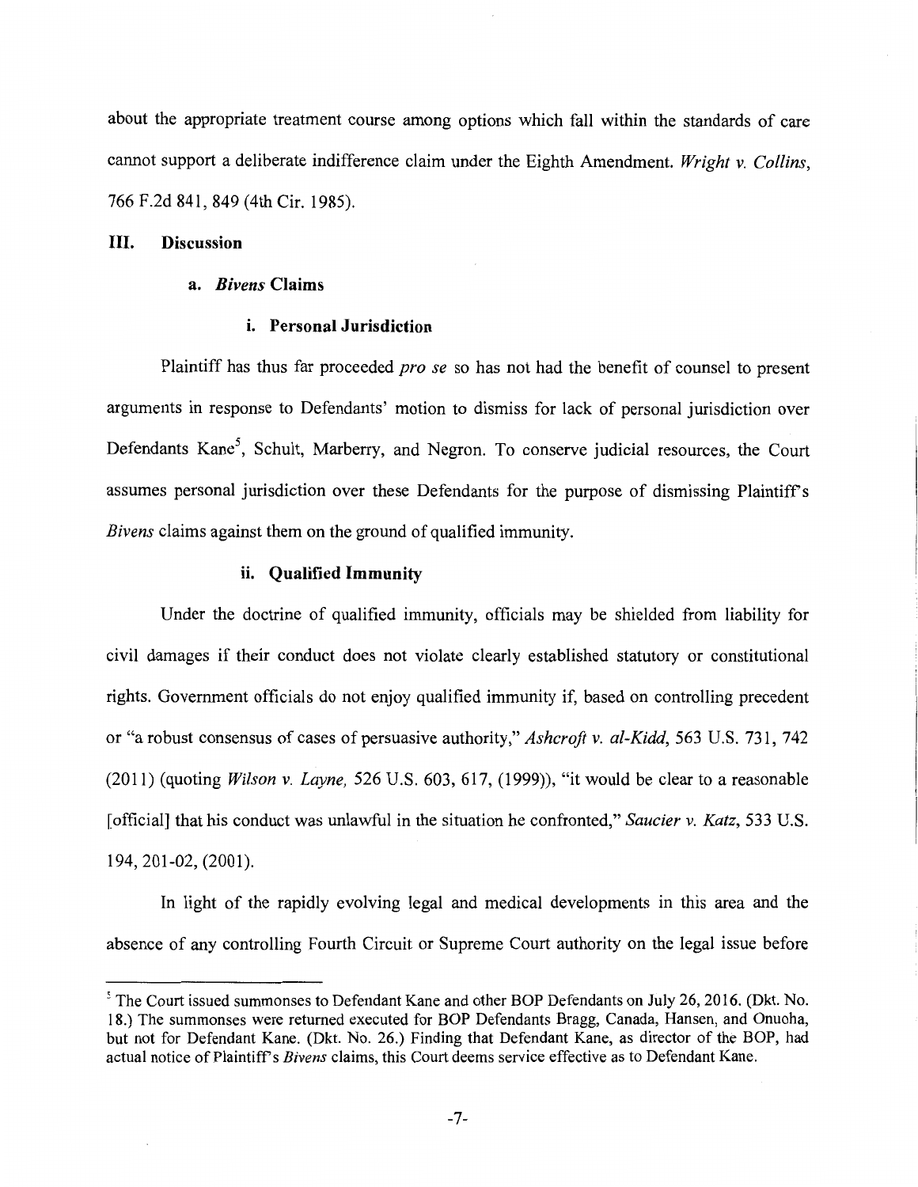about the appropriate treatment course among options which fall within the standards of care cannot support a deliberate indifference claim under the Eighth Amendment. *Wright v. Collins*, 766 F.2d 841, 849 (4th Cir. 1985).

## III. Discussion

### a. *Bivens* Claims

#### i. Personal Jurisdiction

Plaintiff has thus far proceeded *pro se* so has not had the benefit of counsel to present arguments in response to Defendants' motion to dismiss for lack of personal jurisdiction over Defendants Kane[5], Schult, Marberry, and Negron. To conserve judicial resources, the Court assumes personal jurisdiction over these Defendants for the purpose of dismissing Plaintiff's *Bivens* claims against them on the ground of qualified immunity.

#### ii. Qualified Immunity

Under the doctrine of qualified immunity, officials may be shielded from liability for civil damages if their conduct does not violate clearly established statutory or constitutional rights. Government officials do not enjoy qualified immunity if, based on controlling precedent or "a robust consensus of cases of persuasive authority," *Ashcroft v. al-Kidd*, 563 U.S. 731, 742 (2011) (quoting *Wilson v. Layne,* 526 U.S. 603, 617, (1999)), "it would be clear to a reasonable [official] that his conduct was unlawful in the situation he confronted," *Saucier v. Katz*, 533 U.S. 194, 201-02, (2001).

In light of the rapidly evolving legal and medical developments in this area and the absence of any controlling Fourth Circuit or Supreme Court authority on the legal issue before

---

[5] The Court issued summonses to Defendant Kane and other BOP Defendants on July 26, 2016. (Dkt. No. 18.) The summonses were returned executed for BOP Defendants Bragg, Canada, Hansen, and Onuoha, but not for Defendant Kane. (Dkt. No. 26.) Finding that Defendant Kane, as director of the BOP, had actual notice of Plaintiff's *Bivens* claims, this Court deems service effective as to Defendant Kane.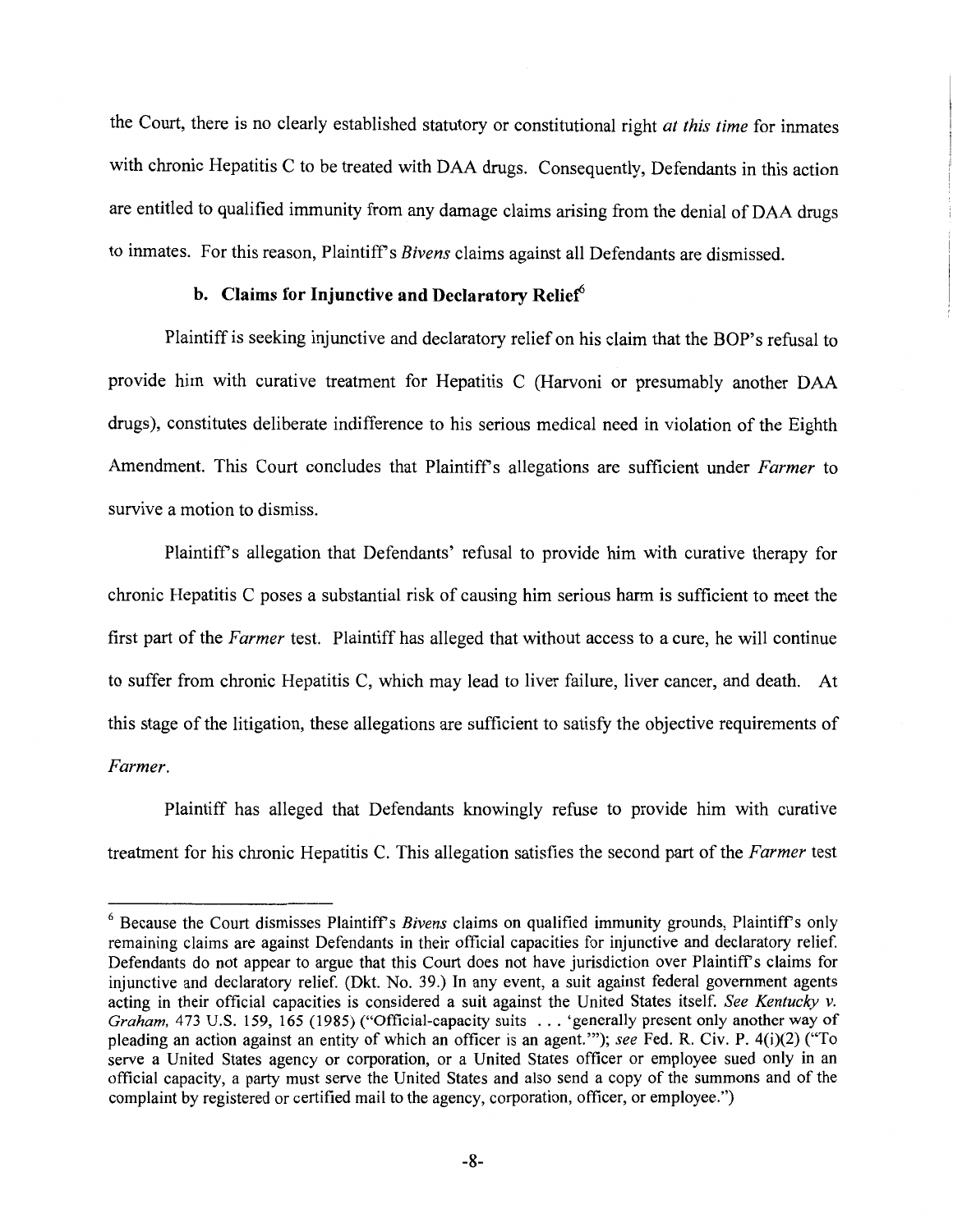the Court, there is no clearly established statutory or constitutional right *at this time* for inmates with chronic Hepatitis C to be treated with DAA drugs. Consequently, Defendants in this action are entitled to qualified immunity from any damage claims arising from the denial of DAA drugs to inmates. For this reason, Plaintiff's *Bivens* claims against all Defendants are dismissed.

**b. Claims for Injunctive and Declaratory Relief**[6]

Plaintiff is seeking injunctive and declaratory relief on his claim that the BOP's refusal to provide him with curative treatment for Hepatitis C (Harvoni or presumably another DAA drugs), constitutes deliberate indifference to his serious medical need in violation of the Eighth Amendment. This Court concludes that Plaintiff's allegations are sufficient under *Farmer* to survive a motion to dismiss.

Plaintiff's allegation that Defendants' refusal to provide him with curative therapy for chronic Hepatitis C poses a substantial risk of causing him serious harm is sufficient to meet the first part of the *Farmer* test. Plaintiff has alleged that without access to a cure, he will continue to suffer from chronic Hepatitis C, which may lead to liver failure, liver cancer, and death. At this stage of the litigation, these allegations are sufficient to satisfy the objective requirements of *Farmer*.

Plaintiff has alleged that Defendants knowingly refuse to provide him with curative treatment for his chronic Hepatitis C. This allegation satisfies the second part of the *Farmer* test

---

[6] Because the Court dismisses Plaintiff's *Bivens* claims on qualified immunity grounds, Plaintiff's only remaining claims are against Defendants in their official capacities for injunctive and declaratory relief. Defendants do not appear to argue that this Court does not have jurisdiction over Plaintiff's claims for injunctive and declaratory relief. (Dkt. No. 39.) In any event, a suit against federal government agents acting in their official capacities is considered a suit against the United States itself. *See Kentucky v. Graham*, 473 U.S. 159, 165 (1985) ("Official-capacity suits . . . 'generally present only another way of pleading an action against an entity of which an officer is an agent.'"); *see* Fed. R. Civ. P. 4(i)(2) ("To serve a United States agency or corporation, or a United States officer or employee sued only in an official capacity, a party must serve the United States and also send a copy of the summons and of the complaint by registered or certified mail to the agency, corporation, officer, or employee.")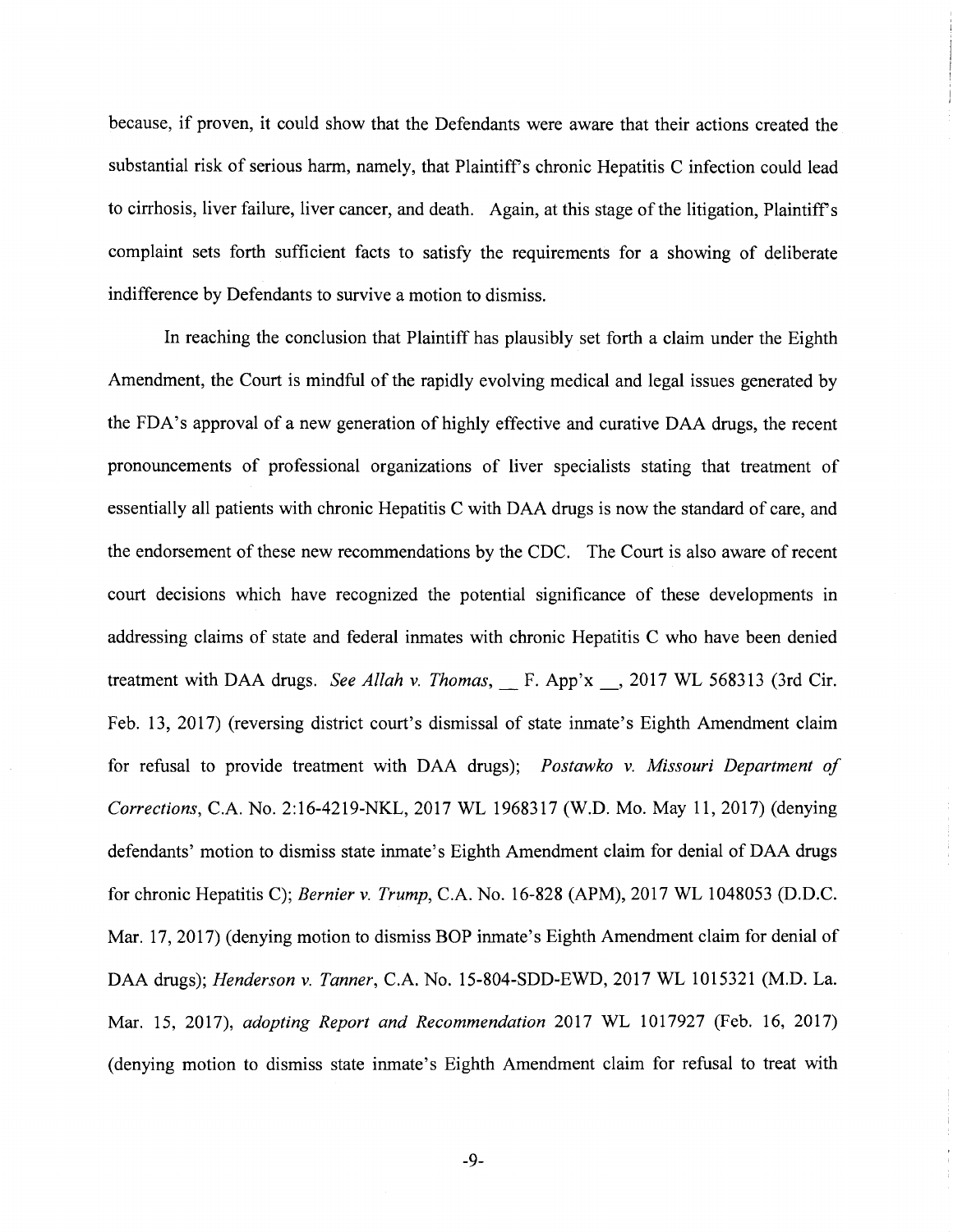because, if proven, it could show that the Defendants were aware that their actions created the substantial risk of serious harm, namely, that Plaintiff's chronic Hepatitis C infection could lead to cirrhosis, liver failure, liver cancer, and death. Again, at this stage of the litigation, Plaintiff's complaint sets forth sufficient facts to satisfy the requirements for a showing of deliberate indifference by Defendants to survive a motion to dismiss.

In reaching the conclusion that Plaintiff has plausibly set forth a claim under the Eighth Amendment, the Court is mindful of the rapidly evolving medical and legal issues generated by the FDA's approval of a new generation of highly effective and curative DAA drugs, the recent pronouncements of professional organizations of liver specialists stating that treatment of essentially all patients with chronic Hepatitis C with DAA drugs is now the standard of care, and the endorsement of these new recommendations by the CDC. The Court is also aware of recent court decisions which have recognized the potential significance of these developments in addressing claims of state and federal inmates with chronic Hepatitis C who have been denied treatment with DAA drugs. *See Allah v. Thomas*, __ F. App'x __, 2017 WL 568313 (3rd Cir. Feb. 13, 2017) (reversing district court's dismissal of state inmate's Eighth Amendment claim for refusal to provide treatment with DAA drugs); *Postawko v. Missouri Department of Corrections*, C.A. No. 2:16-4219-NKL, 2017 WL 1968317 (W.D. Mo. May 11, 2017) (denying defendants' motion to dismiss state inmate's Eighth Amendment claim for denial of DAA drugs for chronic Hepatitis C); *Bernier v. Trump*, C.A. No. 16-828 (APM), 2017 WL 1048053 (D.D.C. Mar. 17, 2017) (denying motion to dismiss BOP inmate's Eighth Amendment claim for denial of DAA drugs); *Henderson v. Tanner*, C.A. No. 15-804-SDD-EWD, 2017 WL 1015321 (M.D. La. Mar. 15, 2017), *adopting Report and Recommendation* 2017 WL 1017927 (Feb. 16, 2017) (denying motion to dismiss state inmate's Eighth Amendment claim for refusal to treat with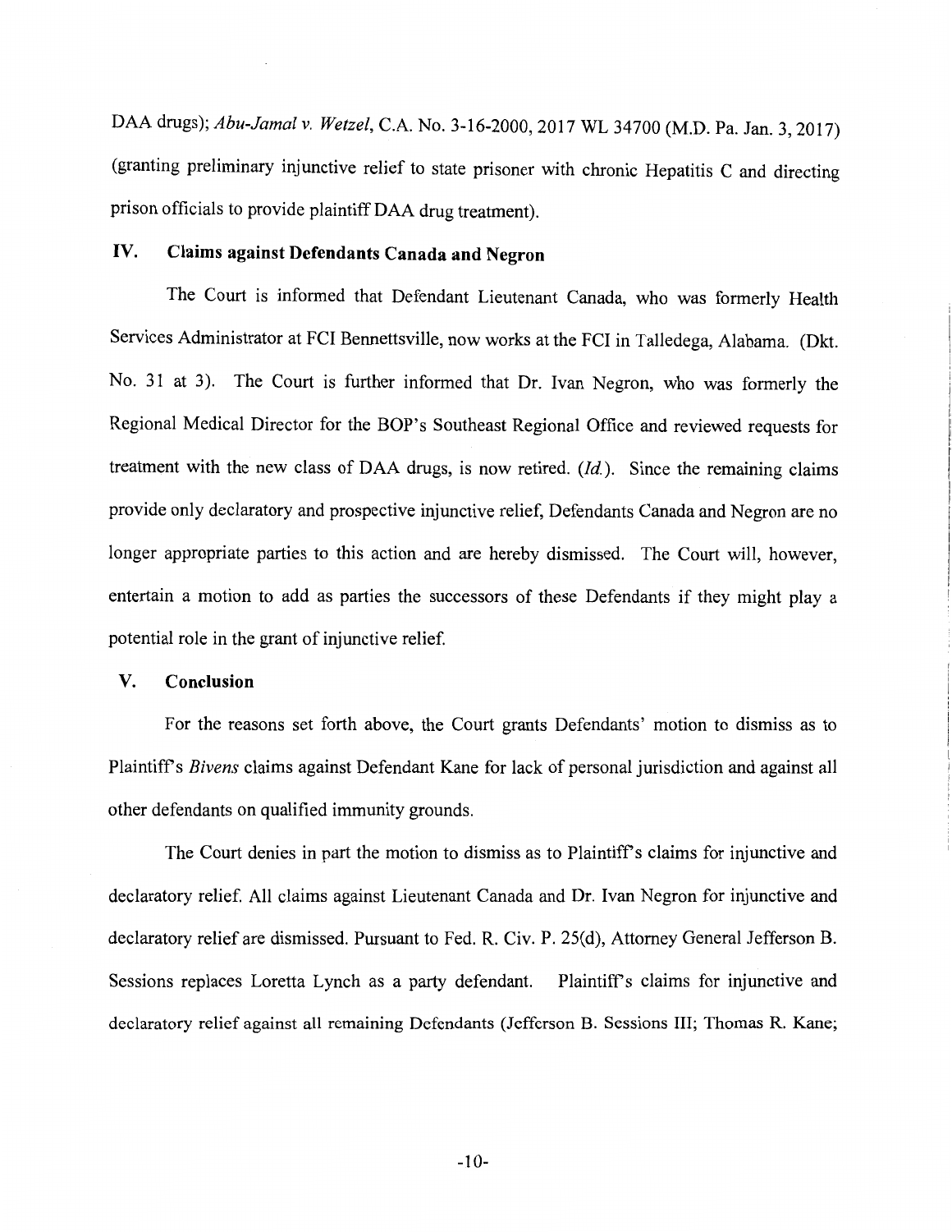DAA drugs); *Abu-Jamal v. Wetzel*, C.A. No. 3-16-2000, 2017 WL 34700 (M.D. Pa. Jan. 3, 2017) (granting preliminary injunctive relief to state prisoner with chronic Hepatitis C and directing prison officials to provide plaintiff DAA drug treatment).

## IV. Claims against Defendants Canada and Negron

The Court is informed that Defendant Lieutenant Canada, who was formerly Health Services Administrator at FCI Bennettsville, now works at the FCI in Talledega, Alabama. (Dkt. No. 31 at 3). The Court is further informed that Dr. Ivan Negron, who was formerly the Regional Medical Director for the BOP's Southeast Regional Office and reviewed requests for treatment with the new class of DAA drugs, is now retired. (*Id.*). Since the remaining claims provide only declaratory and prospective injunctive relief, Defendants Canada and Negron are no longer appropriate parties to this action and are hereby dismissed. The Court will, however, entertain a motion to add as parties the successors of these Defendants if they might play a potential role in the grant of injunctive relief.

## V. Conclusion

For the reasons set forth above, the Court grants Defendants' motion to dismiss as to Plaintiff's *Bivens* claims against Defendant Kane for lack of personal jurisdiction and against all other defendants on qualified immunity grounds.

The Court denies in part the motion to dismiss as to Plaintiff's claims for injunctive and declaratory relief. All claims against Lieutenant Canada and Dr. Ivan Negron for injunctive and declaratory relief are dismissed. Pursuant to Fed. R. Civ. P. 25(d), Attorney General Jefferson B. Sessions replaces Loretta Lynch as a party defendant. Plaintiff's claims for injunctive and declaratory relief against all remaining Defendants (Jefferson B. Sessions III; Thomas R. Kane;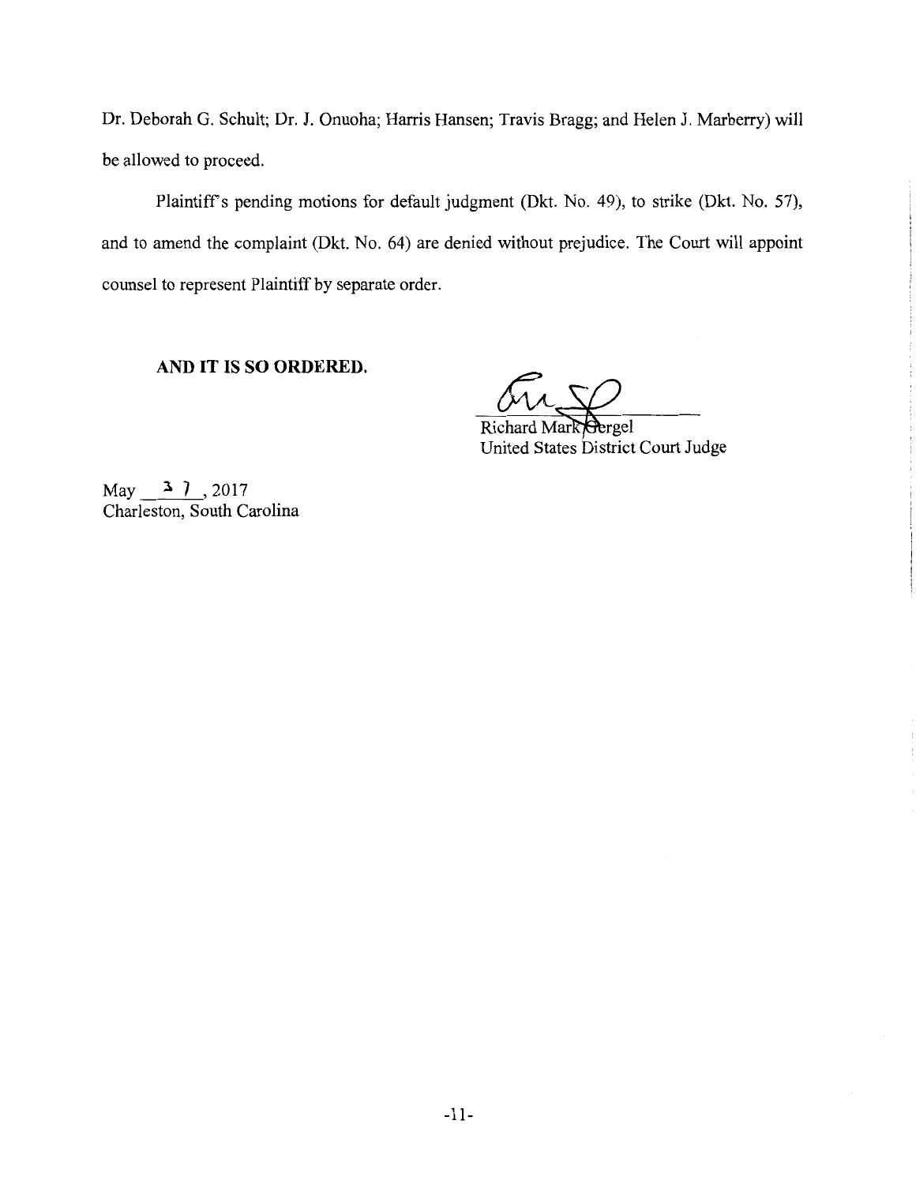Dr. Deborah G. Schult; Dr. J. Onuoha; Harris Hansen; Travis Bragg; and Helen J. Marberry) will be allowed to proceed.

Plaintiff's pending motions for default judgment (Dkt. No. 49), to strike (Dkt. No. 57), and to amend the complaint (Dkt. No. 64) are denied without prejudice. The Court will appoint counsel to represent Plaintiff by separate order.

**AND IT IS SO ORDERED.**

Richard Mark Gergel
United States District Court Judge

May 31, 2017
Charleston, South Carolina